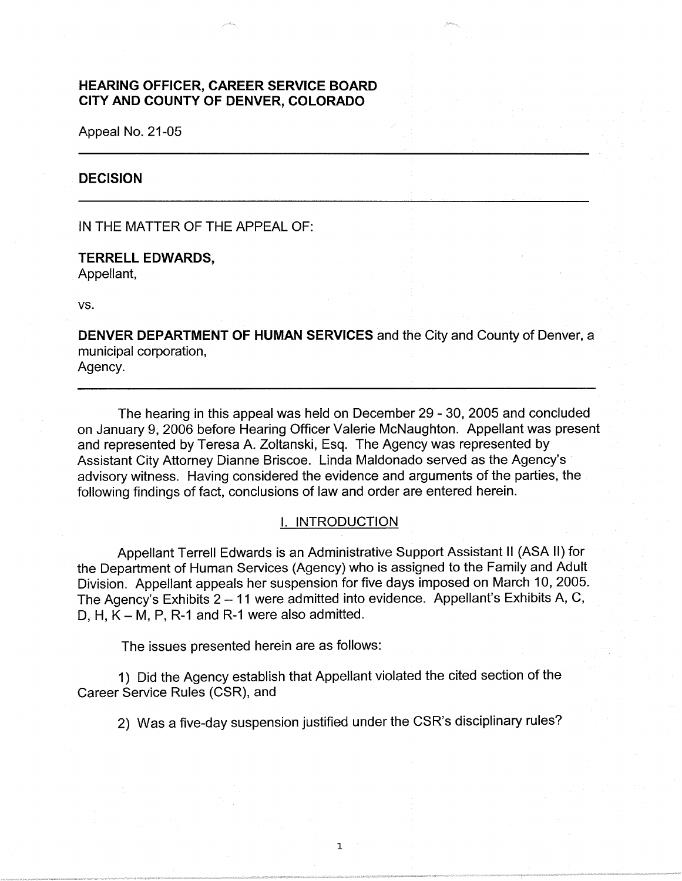**HEARING OFFICER, CAREER SERVICE BOARD**
**CITY AND COUNTY OF DENVER, COLORADO**

Appeal No. 21-05

---

## DECISION

---

IN THE MATTER OF THE APPEAL OF:

**TERRELL EDWARDS,**
Appellant,

vs.

**DENVER DEPARTMENT OF HUMAN SERVICES** and the City and County of Denver, a municipal corporation,
Agency.

---

The hearing in this appeal was held on December 29 - 30, 2005 and concluded on January 9, 2006 before Hearing Officer Valerie McNaughton. Appellant was present and represented by Teresa A. Zoltanski, Esq. The Agency was represented by Assistant City Attorney Dianne Briscoe. Linda Maldonado served as the Agency's advisory witness. Having considered the evidence and arguments of the parties, the following findings of fact, conclusions of law and order are entered herein.

## I. INTRODUCTION

Appellant Terrell Edwards is an Administrative Support Assistant II (ASA II) for the Department of Human Services (Agency) who is assigned to the Family and Adult Division. Appellant appeals her suspension for five days imposed on March 10, 2005. The Agency's Exhibits 2 – 11 were admitted into evidence. Appellant's Exhibits A, C, D, H, K – M, P, R-1 and R-1 were also admitted.

The issues presented herein are as follows:

1) Did the Agency establish that Appellant violated the cited section of the Career Service Rules (CSR), and

2) Was a five-day suspension justified under the CSR's disciplinary rules?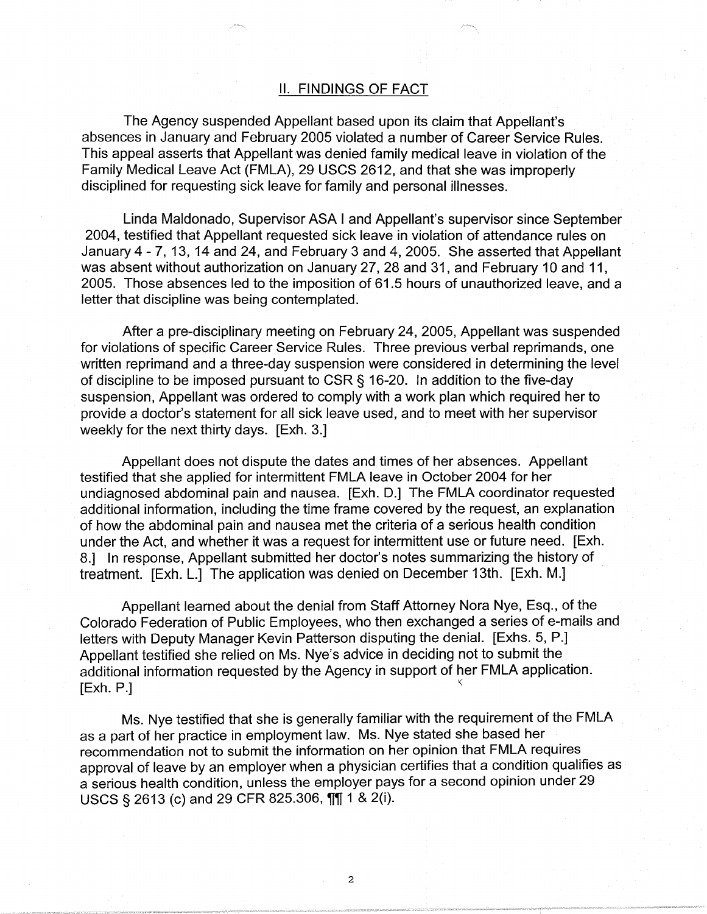## II. FINDINGS OF FACT

The Agency suspended Appellant based upon its claim that Appellant's absences in January and February 2005 violated a number of Career Service Rules. This appeal asserts that Appellant was denied family medical leave in violation of the Family Medical Leave Act (FMLA), 29 USCS 2612, and that she was improperly disciplined for requesting sick leave for family and personal illnesses.

Linda Maldonado, Supervisor ASA I and Appellant's supervisor since September 2004, testified that Appellant requested sick leave in violation of attendance rules on January 4 - 7, 13, 14 and 24, and February 3 and 4, 2005. She asserted that Appellant was absent without authorization on January 27, 28 and 31, and February 10 and 11, 2005. Those absences led to the imposition of 61.5 hours of unauthorized leave, and a letter that discipline was being contemplated.

After a pre-disciplinary meeting on February 24, 2005, Appellant was suspended for violations of specific Career Service Rules. Three previous verbal reprimands, one written reprimand and a three-day suspension were considered in determining the level of discipline to be imposed pursuant to CSR § 16-20. In addition to the five-day suspension, Appellant was ordered to comply with a work plan which required her to provide a doctor's statement for all sick leave used, and to meet with her supervisor weekly for the next thirty days. [Exh. 3.]

Appellant does not dispute the dates and times of her absences. Appellant testified that she applied for intermittent FMLA leave in October 2004 for her undiagnosed abdominal pain and nausea. [Exh. D.] The FMLA coordinator requested additional information, including the time frame covered by the request, an explanation of how the abdominal pain and nausea met the criteria of a serious health condition under the Act, and whether it was a request for intermittent use or future need. [Exh. 8.] In response, Appellant submitted her doctor's notes summarizing the history of treatment. [Exh. L.] The application was denied on December 13th. [Exh. M.]

Appellant learned about the denial from Staff Attorney Nora Nye, Esq., of the Colorado Federation of Public Employees, who then exchanged a series of e-mails and letters with Deputy Manager Kevin Patterson disputing the denial. [Exhs. 5, P.] Appellant testified she relied on Ms. Nye's advice in deciding not to submit the additional information requested by the Agency in support of her FMLA application. [Exh. P.]

Ms. Nye testified that she is generally familiar with the requirement of the FMLA as a part of her practice in employment law. Ms. Nye stated she based her recommendation not to submit the information on her opinion that FMLA requires approval of leave by an employer when a physician certifies that a condition qualifies as a serious health condition, unless the employer pays for a second opinion under 29 USCS § 2613 (c) and 29 CFR 825.306, ¶¶ 1 & 2(i).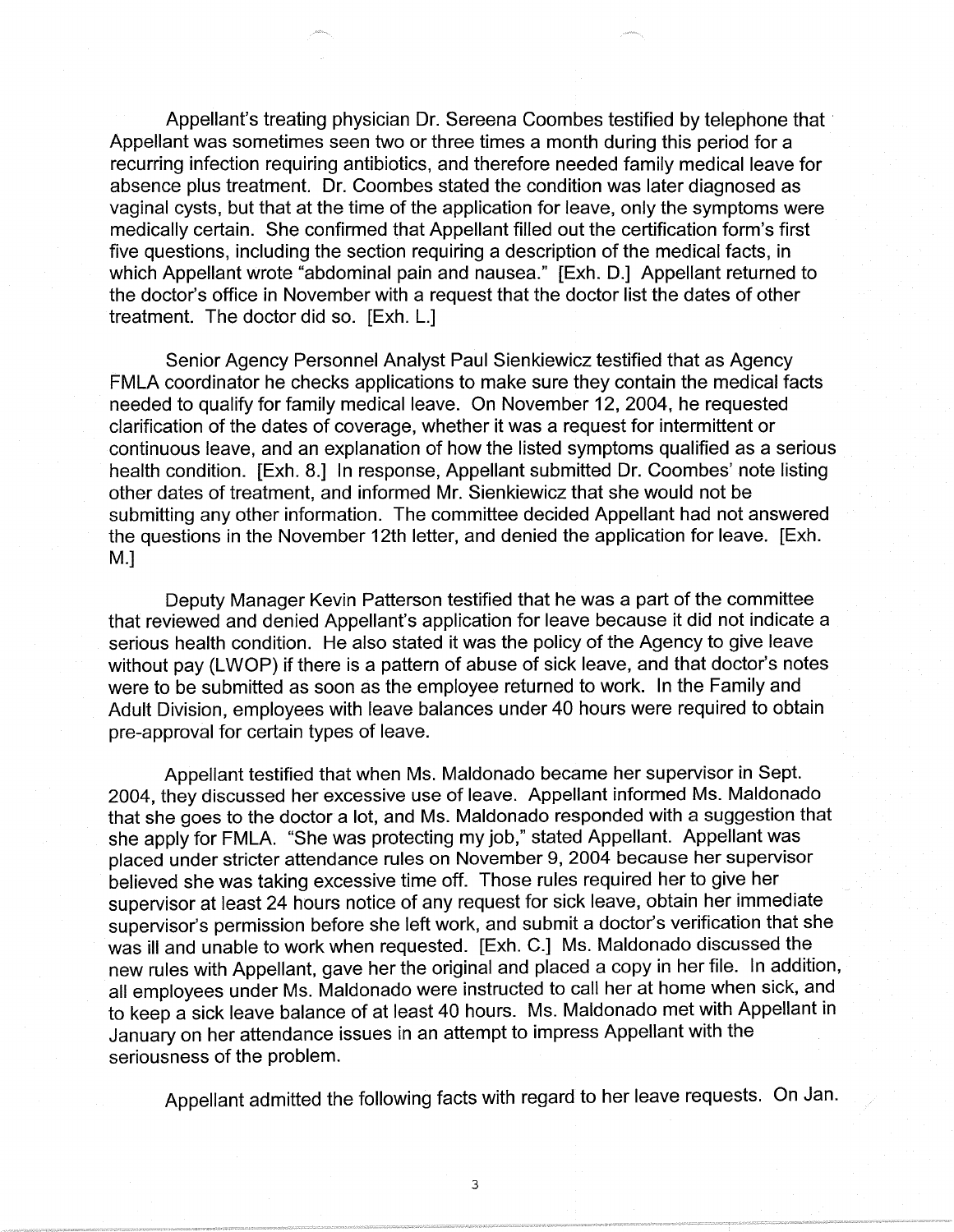Appellant's treating physician Dr. Sereena Coombes testified by telephone that Appellant was sometimes seen two or three times a month during this period for a recurring infection requiring antibiotics, and therefore needed family medical leave for absence plus treatment. Dr. Coombes stated the condition was later diagnosed as vaginal cysts, but that at the time of the application for leave, only the symptoms were medically certain. She confirmed that Appellant filled out the certification form's first five questions, including the section requiring a description of the medical facts, in which Appellant wrote "abdominal pain and nausea." [Exh. D.] Appellant returned to the doctor's office in November with a request that the doctor list the dates of other treatment. The doctor did so. [Exh. L.]

Senior Agency Personnel Analyst Paul Sienkiewicz testified that as Agency FMLA coordinator he checks applications to make sure they contain the medical facts needed to qualify for family medical leave. On November 12, 2004, he requested clarification of the dates of coverage, whether it was a request for intermittent or continuous leave, and an explanation of how the listed symptoms qualified as a serious health condition. [Exh. 8.] In response, Appellant submitted Dr. Coombes' note listing other dates of treatment, and informed Mr. Sienkiewicz that she would not be submitting any other information. The committee decided Appellant had not answered the questions in the November 12th letter, and denied the application for leave. [Exh. M.]

Deputy Manager Kevin Patterson testified that he was a part of the committee that reviewed and denied Appellant's application for leave because it did not indicate a serious health condition. He also stated it was the policy of the Agency to give leave without pay (LWOP) if there is a pattern of abuse of sick leave, and that doctor's notes were to be submitted as soon as the employee returned to work. In the Family and Adult Division, employees with leave balances under 40 hours were required to obtain pre-approval for certain types of leave.

Appellant testified that when Ms. Maldonado became her supervisor in Sept. 2004, they discussed her excessive use of leave. Appellant informed Ms. Maldonado that she goes to the doctor a lot, and Ms. Maldonado responded with a suggestion that she apply for FMLA. "She was protecting my job," stated Appellant. Appellant was placed under stricter attendance rules on November 9, 2004 because her supervisor believed she was taking excessive time off. Those rules required her to give her supervisor at least 24 hours notice of any request for sick leave, obtain her immediate supervisor's permission before she left work, and submit a doctor's verification that she was ill and unable to work when requested. [Exh. C.] Ms. Maldonado discussed the new rules with Appellant, gave her the original and placed a copy in her file. In addition, all employees under Ms. Maldonado were instructed to call her at home when sick, and to keep a sick leave balance of at least 40 hours. Ms. Maldonado met with Appellant in January on her attendance issues in an attempt to impress Appellant with the seriousness of the problem.

Appellant admitted the following facts with regard to her leave requests. On Jan.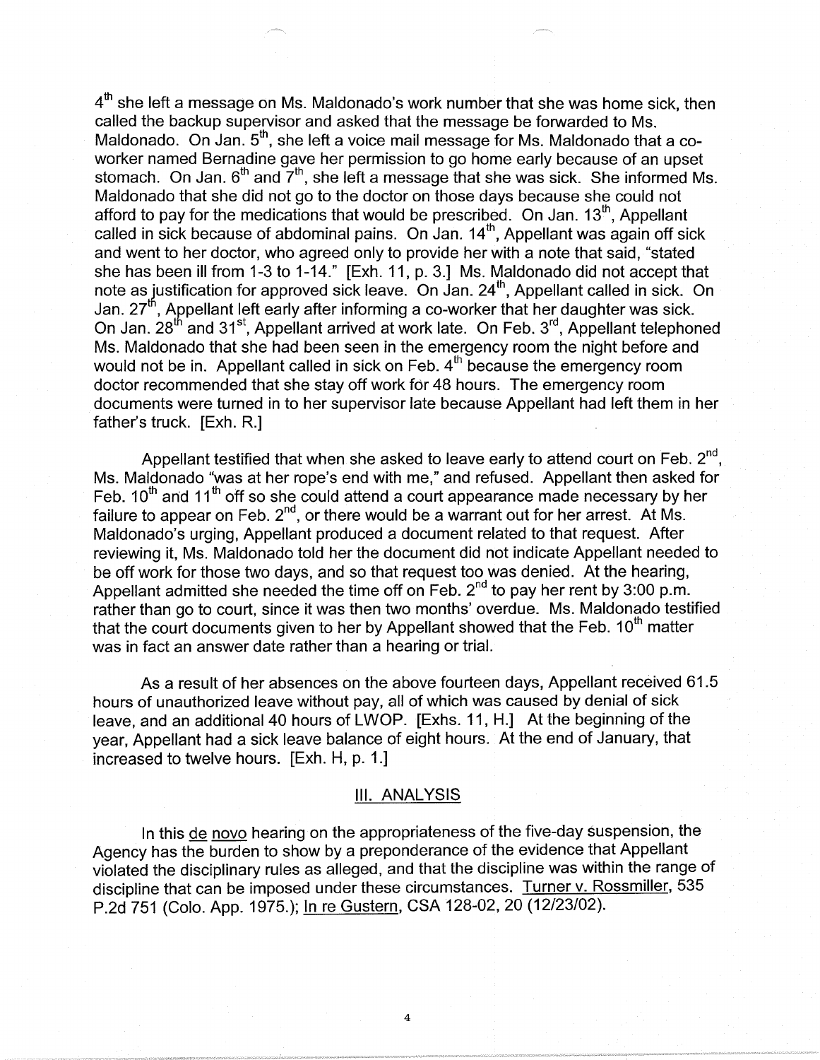4th she left a message on Ms. Maldonado's work number that she was home sick, then called the backup supervisor and asked that the message be forwarded to Ms. Maldonado. On Jan. 5th, she left a voice mail message for Ms. Maldonado that a co-worker named Bernadine gave her permission to go home early because of an upset stomach. On Jan. 6th and 7th, she left a message that she was sick. She informed Ms. Maldonado that she did not go to the doctor on those days because she could not afford to pay for the medications that would be prescribed. On Jan. 13th, Appellant called in sick because of abdominal pains. On Jan. 14th, Appellant was again off sick and went to her doctor, who agreed only to provide her with a note that said, "stated she has been ill from 1-3 to 1-14." [Exh. 11, p. 3.] Ms. Maldonado did not accept that note as justification for approved sick leave. On Jan. 24th, Appellant called in sick. On Jan. 27th, Appellant left early after informing a co-worker that her daughter was sick. On Jan. 28th and 31st, Appellant arrived at work late. On Feb. 3rd, Appellant telephoned Ms. Maldonado that she had been seen in the emergency room the night before and would not be in. Appellant called in sick on Feb. 4th because the emergency room doctor recommended that she stay off work for 48 hours. The emergency room documents were turned in to her supervisor late because Appellant had left them in her father's truck. [Exh. R.]

Appellant testified that when she asked to leave early to attend court on Feb. 2nd, Ms. Maldonado "was at her rope's end with me," and refused. Appellant then asked for Feb. 10th and 11th off so she could attend a court appearance made necessary by her failure to appear on Feb. 2nd, or there would be a warrant out for her arrest. At Ms. Maldonado's urging, Appellant produced a document related to that request. After reviewing it, Ms. Maldonado told her the document did not indicate Appellant needed to be off work for those two days, and so that request too was denied. At the hearing, Appellant admitted she needed the time off on Feb. 2nd to pay her rent by 3:00 p.m. rather than go to court, since it was then two months' overdue. Ms. Maldonado testified that the court documents given to her by Appellant showed that the Feb. 10th matter was in fact an answer date rather than a hearing or trial.

As a result of her absences on the above fourteen days, Appellant received 61.5 hours of unauthorized leave without pay, all of which was caused by denial of sick leave, and an additional 40 hours of LWOP. [Exhs. 11, H.] At the beginning of the year, Appellant had a sick leave balance of eight hours. At the end of January, that increased to twelve hours. [Exh. H, p. 1.]

## III. ANALYSIS

In this de novo hearing on the appropriateness of the five-day suspension, the Agency has the burden to show by a preponderance of the evidence that Appellant violated the disciplinary rules as alleged, and that the discipline was within the range of discipline that can be imposed under these circumstances. Turner v. Rossmiller, 535 P.2d 751 (Colo. App. 1975.); In re Gustern, CSA 128-02, 20 (12/23/02).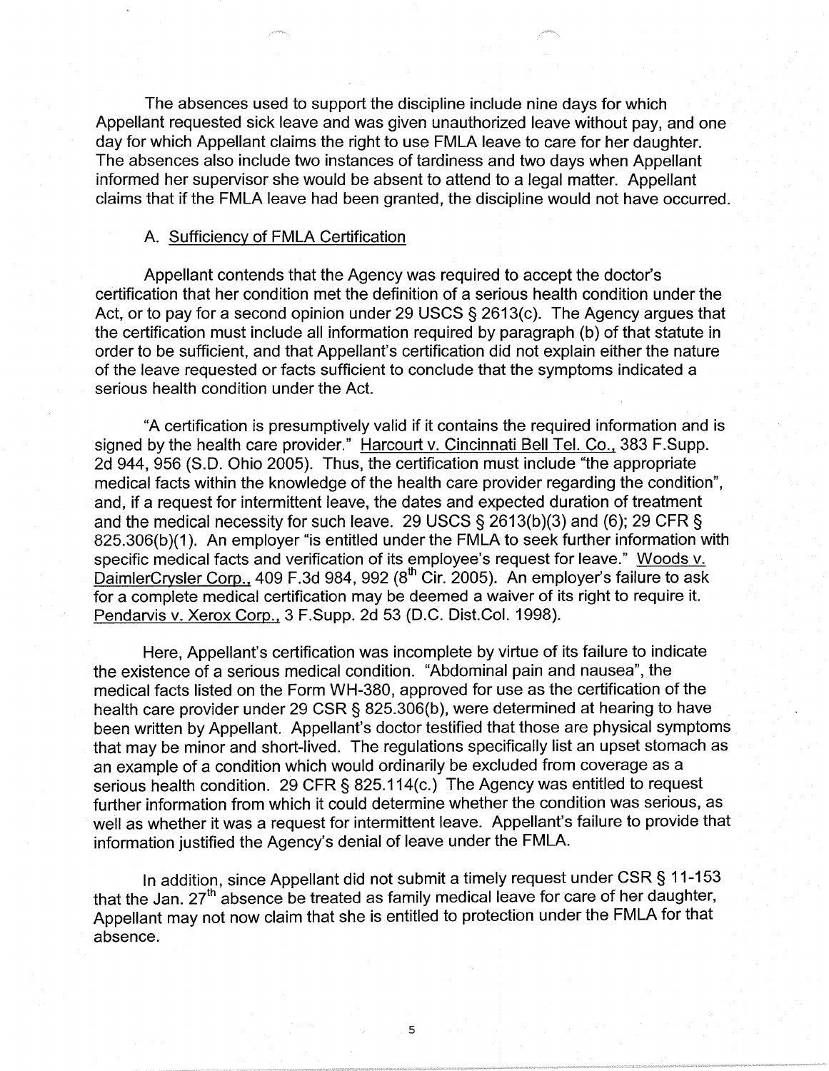The absences used to support the discipline include nine days for which Appellant requested sick leave and was given unauthorized leave without pay, and one day for which Appellant claims the right to use FMLA leave to care for her daughter. The absences also include two instances of tardiness and two days when Appellant informed her supervisor she would be absent to attend to a legal matter. Appellant claims that if the FMLA leave had been granted, the discipline would not have occurred.

### A. Sufficiency of FMLA Certification

Appellant contends that the Agency was required to accept the doctor's certification that her condition met the definition of a serious health condition under the Act, or to pay for a second opinion under 29 USCS § 2613(c). The Agency argues that the certification must include all information required by paragraph (b) of that statute in order to be sufficient, and that Appellant's certification did not explain either the nature of the leave requested or facts sufficient to conclude that the symptoms indicated a serious health condition under the Act.

"A certification is presumptively valid if it contains the required information and is signed by the health care provider." Harcourt v. Cincinnati Bell Tel. Co., 383 F.Supp. 2d 944, 956 (S.D. Ohio 2005). Thus, the certification must include "the appropriate medical facts within the knowledge of the health care provider regarding the condition", and, if a request for intermittent leave, the dates and expected duration of treatment and the medical necessity for such leave. 29 USCS § 2613(b)(3) and (6); 29 CFR § 825.306(b)(1). An employer "is entitled under the FMLA to seek further information with specific medical facts and verification of its employee's request for leave." Woods v. DaimlerCrysler Corp., 409 F.3d 984, 992 (8th Cir. 2005). An employer's failure to ask for a complete medical certification may be deemed a waiver of its right to require it. Pendarvis v. Xerox Corp., 3 F.Supp. 2d 53 (D.C. Dist.Col. 1998).

Here, Appellant's certification was incomplete by virtue of its failure to indicate the existence of a serious medical condition. "Abdominal pain and nausea", the medical facts listed on the Form WH-380, approved for use as the certification of the health care provider under 29 CSR § 825.306(b), were determined at hearing to have been written by Appellant. Appellant's doctor testified that those are physical symptoms that may be minor and short-lived. The regulations specifically list an upset stomach as an example of a condition which would ordinarily be excluded from coverage as a serious health condition. 29 CFR § 825.114(c.) The Agency was entitled to request further information from which it could determine whether the condition was serious, as well as whether it was a request for intermittent leave. Appellant's failure to provide that information justified the Agency's denial of leave under the FMLA.

In addition, since Appellant did not submit a timely request under CSR § 11-153 that the Jan. 27th absence be treated as family medical leave for care of her daughter, Appellant may not now claim that she is entitled to protection under the FMLA for that absence.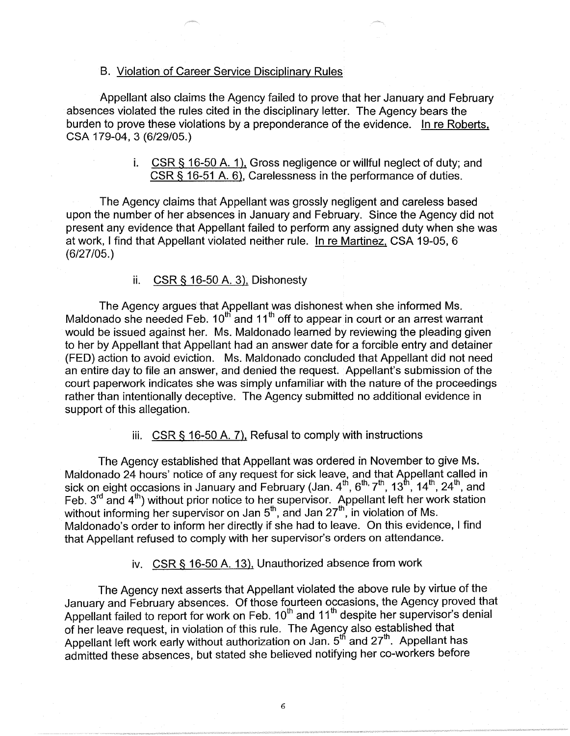### B. Violation of Career Service Disciplinary Rules

Appellant also claims the Agency failed to prove that her January and February absences violated the rules cited in the disciplinary letter. The Agency bears the burden to prove these violations by a preponderance of the evidence. In re Roberts, CSA 179-04, 3 (6/29/05.)

i. CSR § 16-50 A. 1), Gross negligence or willful neglect of duty; and CSR § 16-51 A. 6), Carelessness in the performance of duties.

The Agency claims that Appellant was grossly negligent and careless based upon the number of her absences in January and February. Since the Agency did not present any evidence that Appellant failed to perform any assigned duty when she was at work, I find that Appellant violated neither rule. In re Martinez, CSA 19-05, 6 (6/27/05.)

ii. CSR § 16-50 A. 3), Dishonesty

The Agency argues that Appellant was dishonest when she informed Ms. Maldonado she needed Feb. 10th and 11th off to appear in court or an arrest warrant would be issued against her. Ms. Maldonado learned by reviewing the pleading given to her by Appellant that Appellant had an answer date for a forcible entry and detainer (FED) action to avoid eviction. Ms. Maldonado concluded that Appellant did not need an entire day to file an answer, and denied the request. Appellant's submission of the court paperwork indicates she was simply unfamiliar with the nature of the proceedings rather than intentionally deceptive. The Agency submitted no additional evidence in support of this allegation.

iii. CSR § 16-50 A. 7), Refusal to comply with instructions

The Agency established that Appellant was ordered in November to give Ms. Maldonado 24 hours' notice of any request for sick leave, and that Appellant called in sick on eight occasions in January and February (Jan. 4th, 6th, 7th, 13th, 14th, 24th, and Feb. 3rd and 4th) without prior notice to her supervisor. Appellant left her work station without informing her supervisor on Jan 5th, and Jan 27th, in violation of Ms. Maldonado's order to inform her directly if she had to leave. On this evidence, I find that Appellant refused to comply with her supervisor's orders on attendance.

iv. CSR § 16-50 A. 13), Unauthorized absence from work

The Agency next asserts that Appellant violated the above rule by virtue of the January and February absences. Of those fourteen occasions, the Agency proved that Appellant failed to report for work on Feb. 10th and 11th despite her supervisor's denial of her leave request, in violation of this rule. The Agency also established that Appellant left work early without authorization on Jan. 5th and 27th. Appellant has admitted these absences, but stated she believed notifying her co-workers before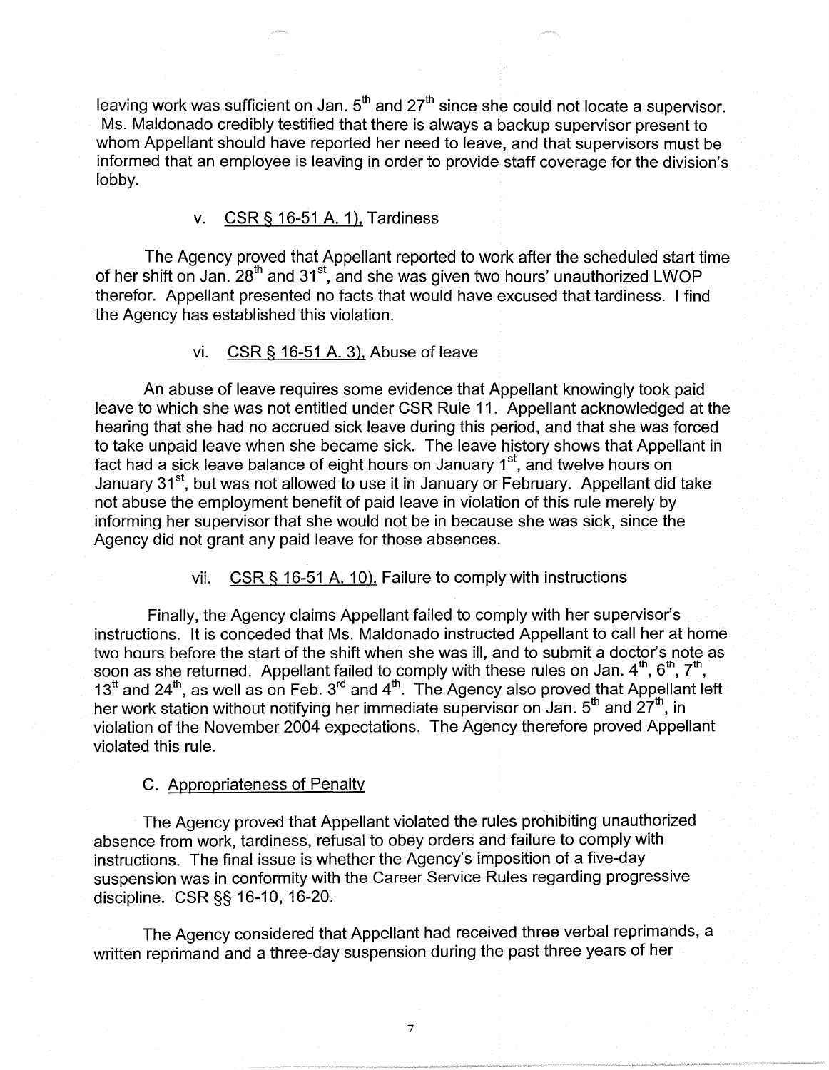leaving work was sufficient on Jan. 5th and 27th since she could not locate a supervisor. Ms. Maldonado credibly testified that there is always a backup supervisor present to whom Appellant should have reported her need to leave, and that supervisors must be informed that an employee is leaving in order to provide staff coverage for the division's lobby.

v. CSR § 16-51 A. 1), Tardiness

The Agency proved that Appellant reported to work after the scheduled start time of her shift on Jan. 28th and 31st, and she was given two hours' unauthorized LWOP therefor. Appellant presented no facts that would have excused that tardiness. I find the Agency has established this violation.

vi. CSR § 16-51 A. 3), Abuse of leave

An abuse of leave requires some evidence that Appellant knowingly took paid leave to which she was not entitled under CSR Rule 11. Appellant acknowledged at the hearing that she had no accrued sick leave during this period, and that she was forced to take unpaid leave when she became sick. The leave history shows that Appellant in fact had a sick leave balance of eight hours on January 1st, and twelve hours on January 31st, but was not allowed to use it in January or February. Appellant did take not abuse the employment benefit of paid leave in violation of this rule merely by informing her supervisor that she would not be in because she was sick, since the Agency did not grant any paid leave for those absences.

vii. CSR § 16-51 A. 10), Failure to comply with instructions

Finally, the Agency claims Appellant failed to comply with her supervisor's instructions. It is conceded that Ms. Maldonado instructed Appellant to call her at home two hours before the start of the shift when she was ill, and to submit a doctor's note as soon as she returned. Appellant failed to comply with these rules on Jan. 4th, 6th, 7th, 13tt and 24th, as well as on Feb. 3rd and 4th. The Agency also proved that Appellant left her work station without notifying her immediate supervisor on Jan. 5th and 27th, in violation of the November 2004 expectations. The Agency therefore proved Appellant violated this rule.

C. Appropriateness of Penalty

The Agency proved that Appellant violated the rules prohibiting unauthorized absence from work, tardiness, refusal to obey orders and failure to comply with instructions. The final issue is whether the Agency's imposition of a five-day suspension was in conformity with the Career Service Rules regarding progressive discipline. CSR §§ 16-10, 16-20.

The Agency considered that Appellant had received three verbal reprimands, a written reprimand and a three-day suspension during the past three years of her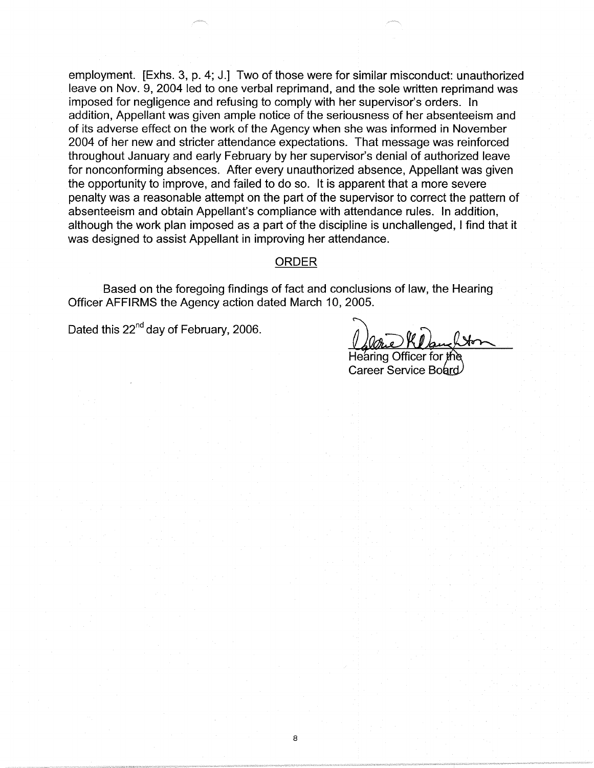employment. [Exhs. 3, p. 4; J.] Two of those were for similar misconduct: unauthorized leave on Nov. 9, 2004 led to one verbal reprimand, and the sole written reprimand was imposed for negligence and refusing to comply with her supervisor's orders. In addition, Appellant was given ample notice of the seriousness of her absenteeism and of its adverse effect on the work of the Agency when she was informed in November 2004 of her new and stricter attendance expectations. That message was reinforced throughout January and early February by her supervisor's denial of authorized leave for nonconforming absences. After every unauthorized absence, Appellant was given the opportunity to improve, and failed to do so. It is apparent that a more severe penalty was a reasonable attempt on the part of the supervisor to correct the pattern of absenteeism and obtain Appellant's compliance with attendance rules. In addition, although the work plan imposed as a part of the discipline is unchallenged, I find that it was designed to assist Appellant in improving her attendance.

## ORDER

Based on the foregoing findings of fact and conclusions of law, the Hearing Officer AFFIRMS the Agency action dated March 10, 2005.

Dated this 22nd day of February, 2006.

Hearing Officer for the
Career Service Board